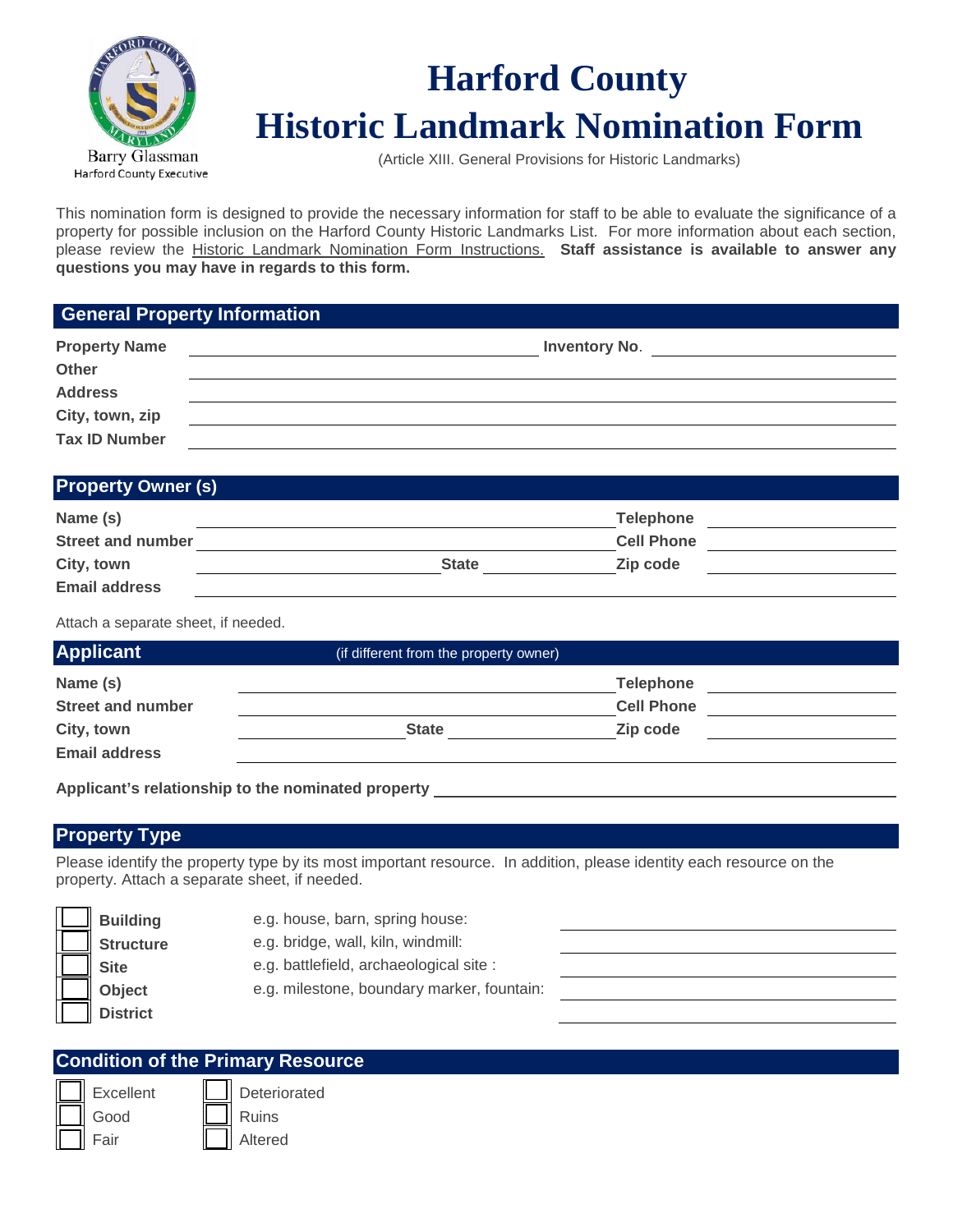Barry Glassman
Harford County Executive

# Harford County
# Historic Landmark Nomination Form

(Article XIII. General Provisions for Historic Landmarks)

This nomination form is designed to provide the necessary information for staff to be able to evaluate the significance of a property for possible inclusion on the Harford County Historic Landmarks List. For more information about each section, please review the Historic Landmark Nomination Form Instructions. **Staff assistance is available to answer any questions you may have in regards to this form.**

## General Property Information

**Property Name** ____________________ **Inventory No**. ____________________

**Other** ____________________

**Address** ____________________

**City, town, zip** ____________________

**Tax ID Number** ____________________

## Property Owner (s)

**Name (s)** ____________________ **Telephone** ____________________

**Street and number** ____________________ **Cell Phone** ____________________

**City, town** ____________________ **State** ____________________ **Zip code** ____________________

**Email address** ____________________

Attach a separate sheet, if needed.

## Applicant (if different from the property owner)

**Name (s)** ____________________ **Telephone** ____________________

**Street and number** ____________________ **Cell Phone** ____________________

**City, town** ____________________ **State** ____________________ **Zip code** ____________________

**Email address** ____________________

**Applicant's relationship to the nominated property** ____________________

## Property Type

Please identify the property type by its most important resource. In addition, please identity each resource on the property. Attach a separate sheet, if needed.

- ☐ **Building** e.g. house, barn, spring house: ____________________
- ☐ **Structure** e.g. bridge, wall, kiln, windmill: ____________________
- ☐ **Site** e.g. battlefield, archaeological site : ____________________
- ☐ **Object** e.g. milestone, boundary marker, fountain: ____________________
- ☐ **District** ____________________

## Condition of the Primary Resource

- ☐ Excellent
- ☐ Good
- ☐ Fair
- ☐ Deteriorated
- ☐ Ruins
- ☐ Altered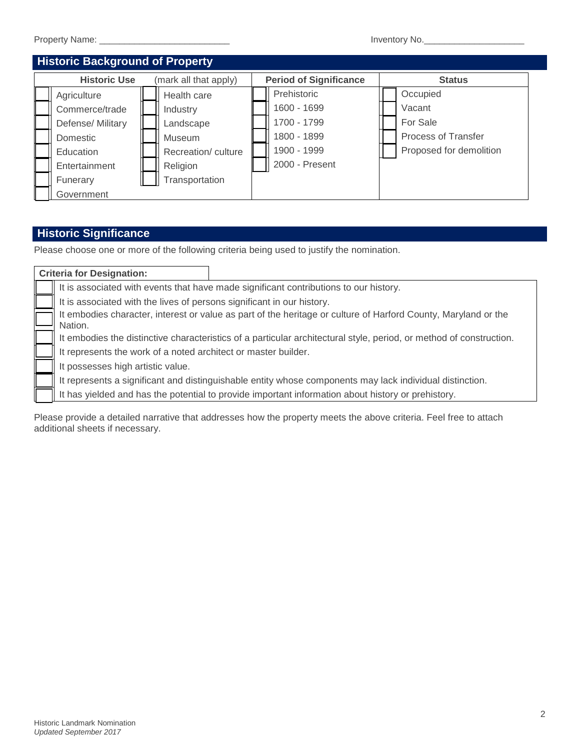Property Name: ___________________________ Inventory No.____________________

## Historic Background of Property

| Historic Use | (mark all that apply) | Period of Significance | Status |
|---|---|---|---|
| ☐ Agriculture | ☐ Health care | ☐ Prehistoric | ☐ Occupied |
| ☐ Commerce/trade | ☐ Industry | ☐ 1600 - 1699 | ☐ Vacant |
| ☐ Defense/ Military | ☐ Landscape | ☐ 1700 - 1799 | ☐ For Sale |
| ☐ Domestic | ☐ Museum | ☐ 1800 - 1899 | ☐ Process of Transfer |
| ☐ Education | ☐ Recreation/ culture | ☐ 1900 - 1999 | ☐ Proposed for demolition |
| ☐ Entertainment | ☐ Religion | ☐ 2000 - Present | |
| ☐ Funerary | ☐ Transportation | | |
| ☐ Government | | | |

## Historic Significance

Please choose one or more of the following criteria being used to justify the nomination.

**Criteria for Designation:**

- ☐ It is associated with events that have made significant contributions to our history.
- ☐ It is associated with the lives of persons significant in our history.
- ☐ It embodies character, interest or value as part of the heritage or culture of Harford County, Maryland or the Nation.
- ☐ It embodies the distinctive characteristics of a particular architectural style, period, or method of construction.
- ☐ It represents the work of a noted architect or master builder.
- ☐ It possesses high artistic value.
- ☐ It represents a significant and distinguishable entity whose components may lack individual distinction.
- ☐ It has yielded and has the potential to provide important information about history or prehistory.

Please provide a detailed narrative that addresses how the property meets the above criteria. Feel free to attach additional sheets if necessary.

Historic Landmark Nomination
*Updated September 2017*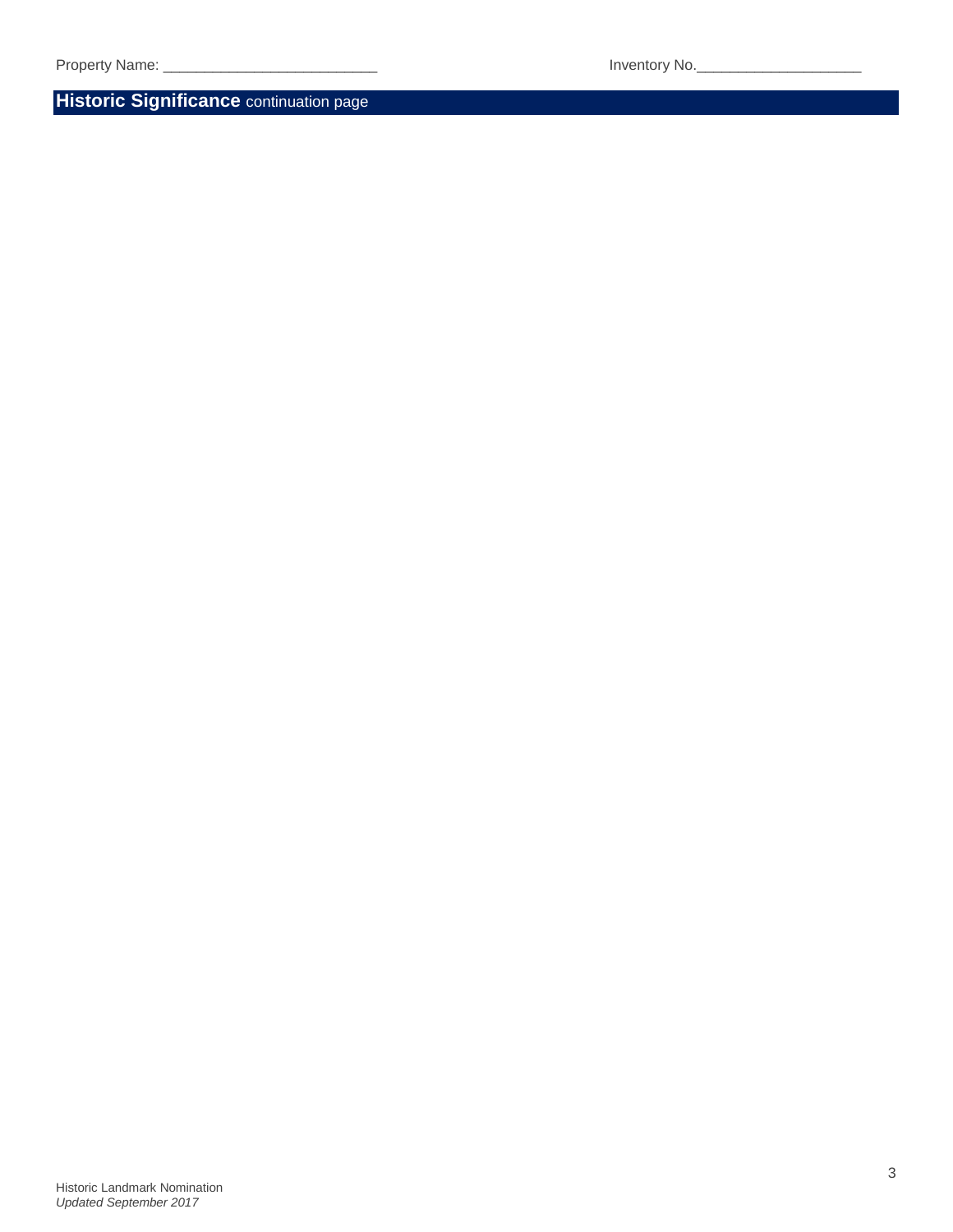Property Name: __________________________ Inventory No.____________________

## **Historic Significance** continuation page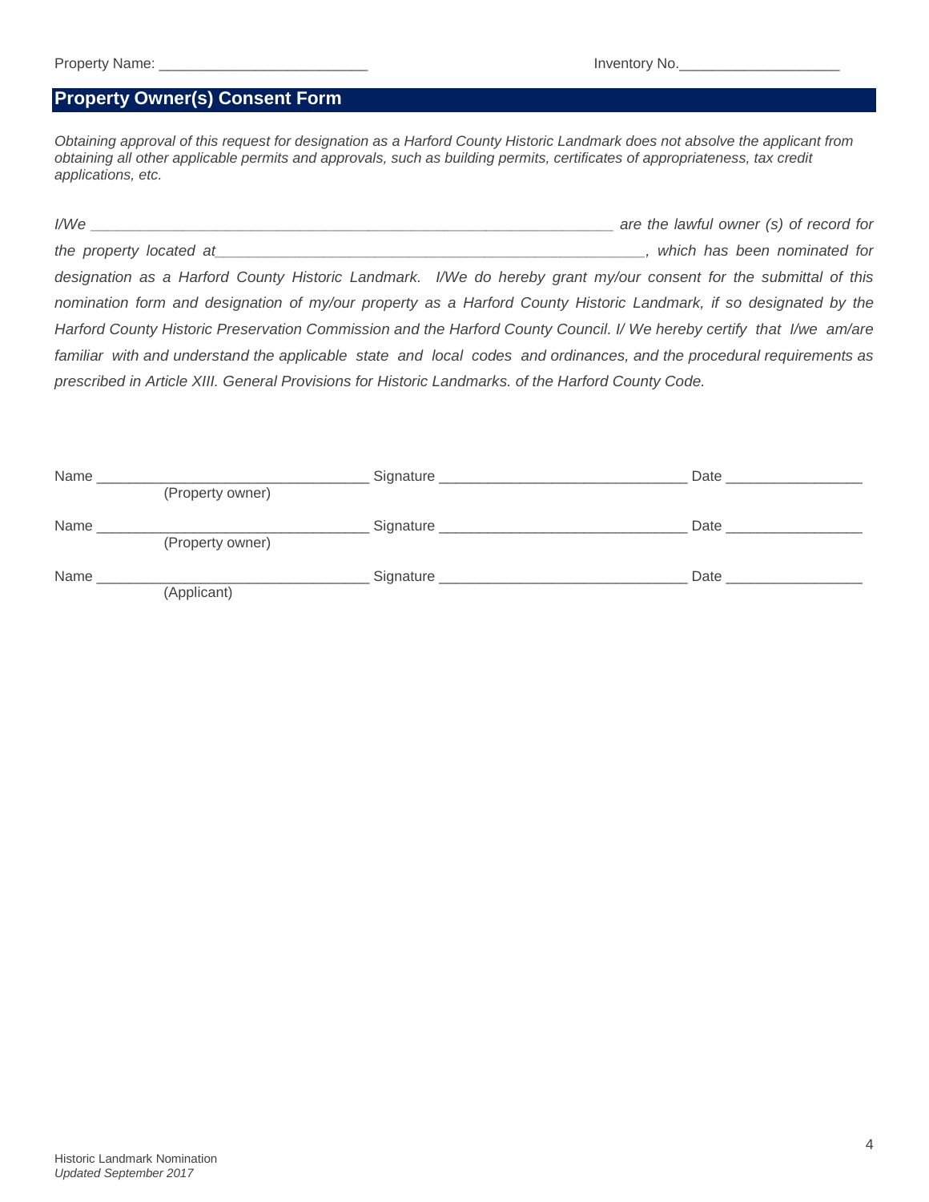Property Name: ___________________________ Inventory No.____________________

## Property Owner(s) Consent Form

*Obtaining approval of this request for designation as a Harford County Historic Landmark does not absolve the applicant from obtaining all other applicable permits and approvals, such as building permits, certificates of appropriateness, tax credit applications, etc.*

*I/We ___________________________________________________________________ are the lawful owner (s) of record for the property located at_______________________________________________________, which has been nominated for designation as a Harford County Historic Landmark. I/We do hereby grant my/our consent for the submittal of this nomination form and designation of my/our property as a Harford County Historic Landmark, if so designated by the Harford County Historic Preservation Commission and the Harford County Council. I/ We hereby certify that I/we am/are familiar with and understand the applicable state and local codes and ordinances, and the procedural requirements as prescribed in Article XIII. General Provisions for Historic Landmarks. of the Harford County Code.*

Name __________________________________ Signature _______________________________ Date _________________
(Property owner)

Name __________________________________ Signature _______________________________ Date _________________
(Property owner)

Name __________________________________ Signature _______________________________ Date _________________
(Applicant)

Historic Landmark Nomination
*Updated September 2017*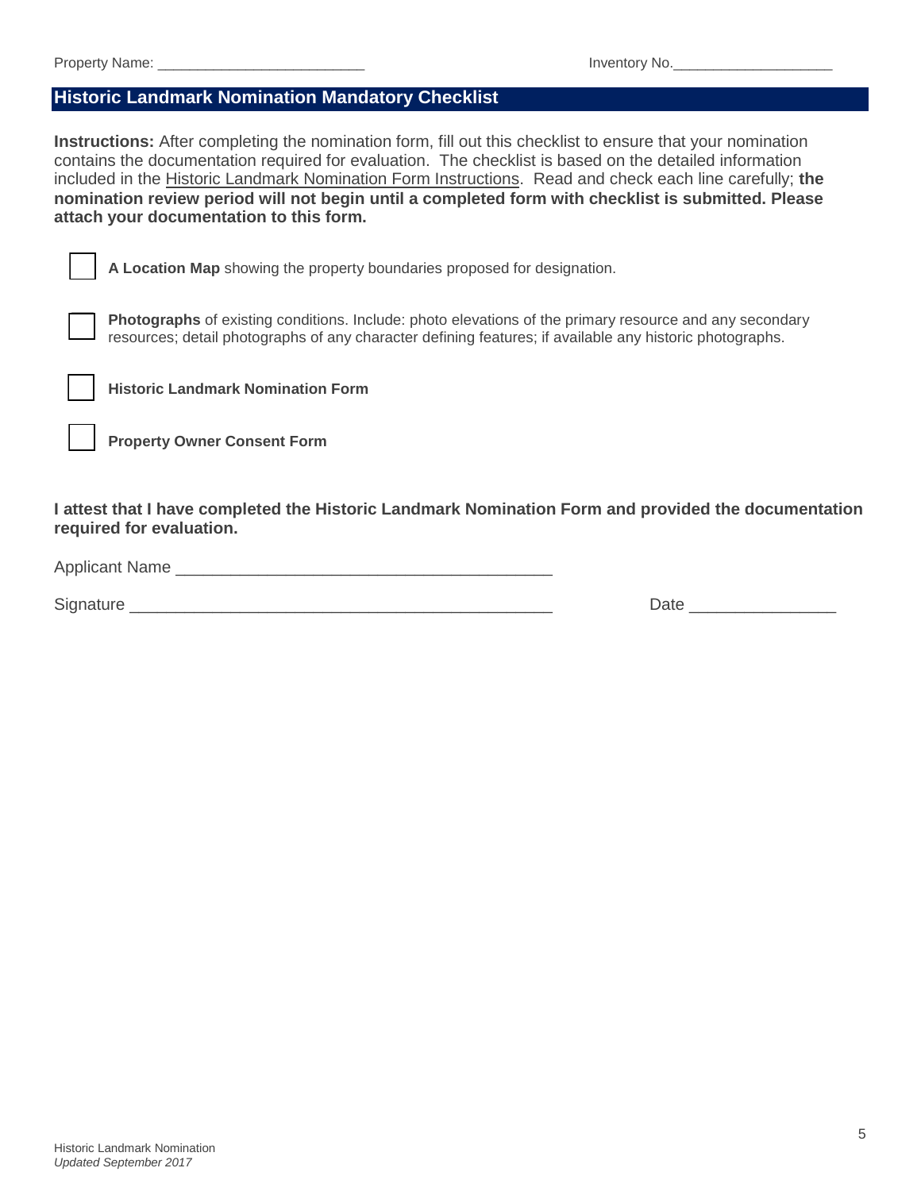Property Name: _________________________ Inventory No.___________________

## Historic Landmark Nomination Mandatory Checklist

**Instructions:** After completing the nomination form, fill out this checklist to ensure that your nomination contains the documentation required for evaluation. The checklist is based on the detailed information included in the Historic Landmark Nomination Form Instructions. Read and check each line carefully; **the nomination review period will not begin until a completed form with checklist is submitted. Please attach your documentation to this form.**

- [ ] **A Location Map** showing the property boundaries proposed for designation.
- [ ] **Photographs** of existing conditions. Include: photo elevations of the primary resource and any secondary resources; detail photographs of any character defining features; if available any historic photographs.
- [ ] **Historic Landmark Nomination Form**
- [ ] **Property Owner Consent Form**

**I attest that I have completed the Historic Landmark Nomination Form and provided the documentation required for evaluation.**

Applicant Name _______________________________________

Signature _____________________________________________ Date _______________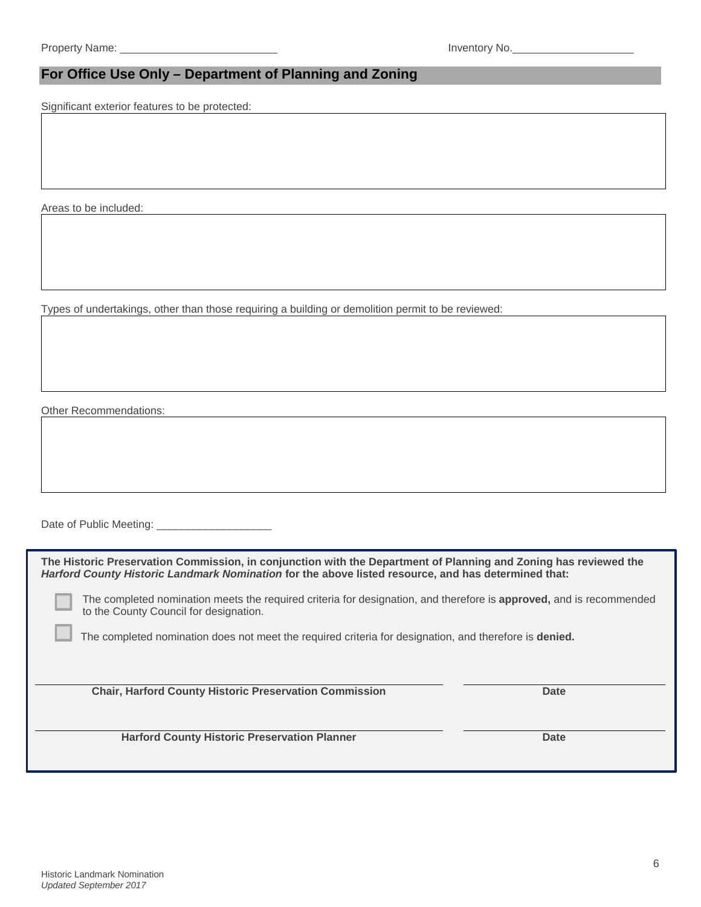Property Name: __________________________ Inventory No.____________________

## For Office Use Only – Department of Planning and Zoning

Significant exterior features to be protected:

Areas to be included:

Types of undertakings, other than those requiring a building or demolition permit to be reviewed:

Other Recommendations:

Date of Public Meeting: ___________________

**The Historic Preservation Commission, in conjunction with the Department of Planning and Zoning has reviewed the *Harford County Historic Landmark Nomination* for the above listed resource, and has determined that:**

- ☐ The completed nomination meets the required criteria for designation, and therefore is **approved,** and is recommended to the County Council for designation.
- ☐ The completed nomination does not meet the required criteria for designation, and therefore is **denied.**

| | |
|---|---|
| **Chair, Harford County Historic Preservation Commission** | **Date** |
| **Harford County Historic Preservation Planner** | **Date** |

Historic Landmark Nomination
*Updated September 2017*